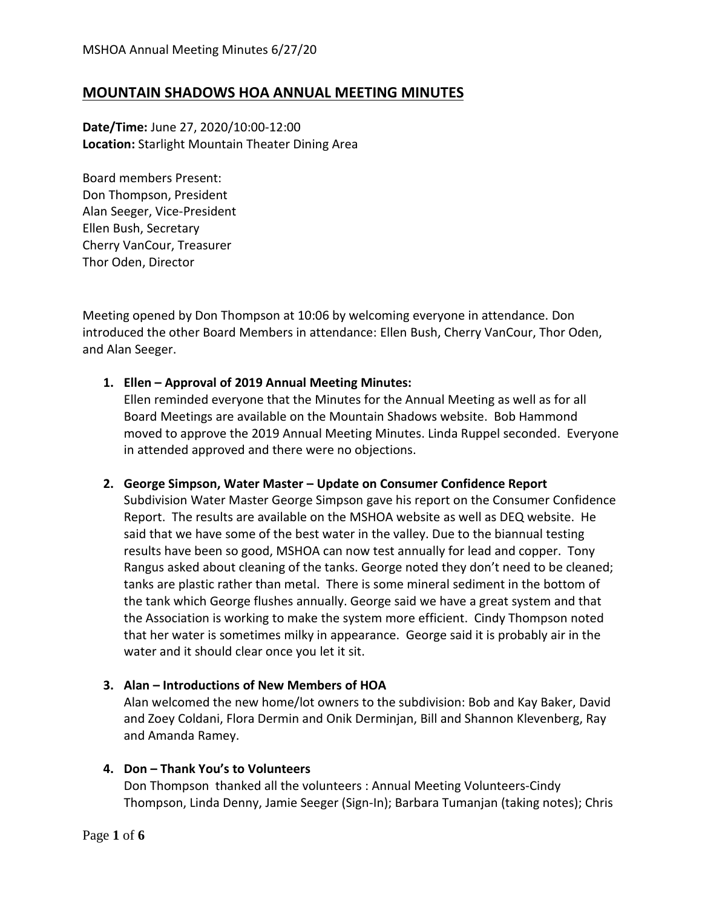# MOUNTAIN SHADOWS HOA ANNUAL MEETING MINUTES

**Date/Time:** June 27, 2020/10:00-12:00
**Location:** Starlight Mountain Theater Dining Area

Board members Present:
Don Thompson, President
Alan Seeger, Vice-President
Ellen Bush, Secretary
Cherry VanCour, Treasurer
Thor Oden, Director

Meeting opened by Don Thompson at 10:06 by welcoming everyone in attendance. Don introduced the other Board Members in attendance: Ellen Bush, Cherry VanCour, Thor Oden, and Alan Seeger.

1. **Ellen – Approval of 2019 Annual Meeting Minutes:**
   Ellen reminded everyone that the Minutes for the Annual Meeting as well as for all Board Meetings are available on the Mountain Shadows website. Bob Hammond moved to approve the 2019 Annual Meeting Minutes. Linda Ruppel seconded. Everyone in attended approved and there were no objections.

2. **George Simpson, Water Master – Update on Consumer Confidence Report**
   Subdivision Water Master George Simpson gave his report on the Consumer Confidence Report. The results are available on the MSHOA website as well as DEQ website. He said that we have some of the best water in the valley. Due to the biannual testing results have been so good, MSHOA can now test annually for lead and copper. Tony Rangus asked about cleaning of the tanks. George noted they don't need to be cleaned; tanks are plastic rather than metal. There is some mineral sediment in the bottom of the tank which George flushes annually. George said we have a great system and that the Association is working to make the system more efficient. Cindy Thompson noted that her water is sometimes milky in appearance. George said it is probably air in the water and it should clear once you let it sit.

3. **Alan – Introductions of New Members of HOA**
   Alan welcomed the new home/lot owners to the subdivision: Bob and Kay Baker, David and Zoey Coldani, Flora Dermin and Onik Derminjan, Bill and Shannon Klevenberg, Ray and Amanda Ramey.

4. **Don – Thank You's to Volunteers**
   Don Thompson thanked all the volunteers : Annual Meeting Volunteers-Cindy Thompson, Linda Denny, Jamie Seeger (Sign-In); Barbara Tumanjan (taking notes); Chris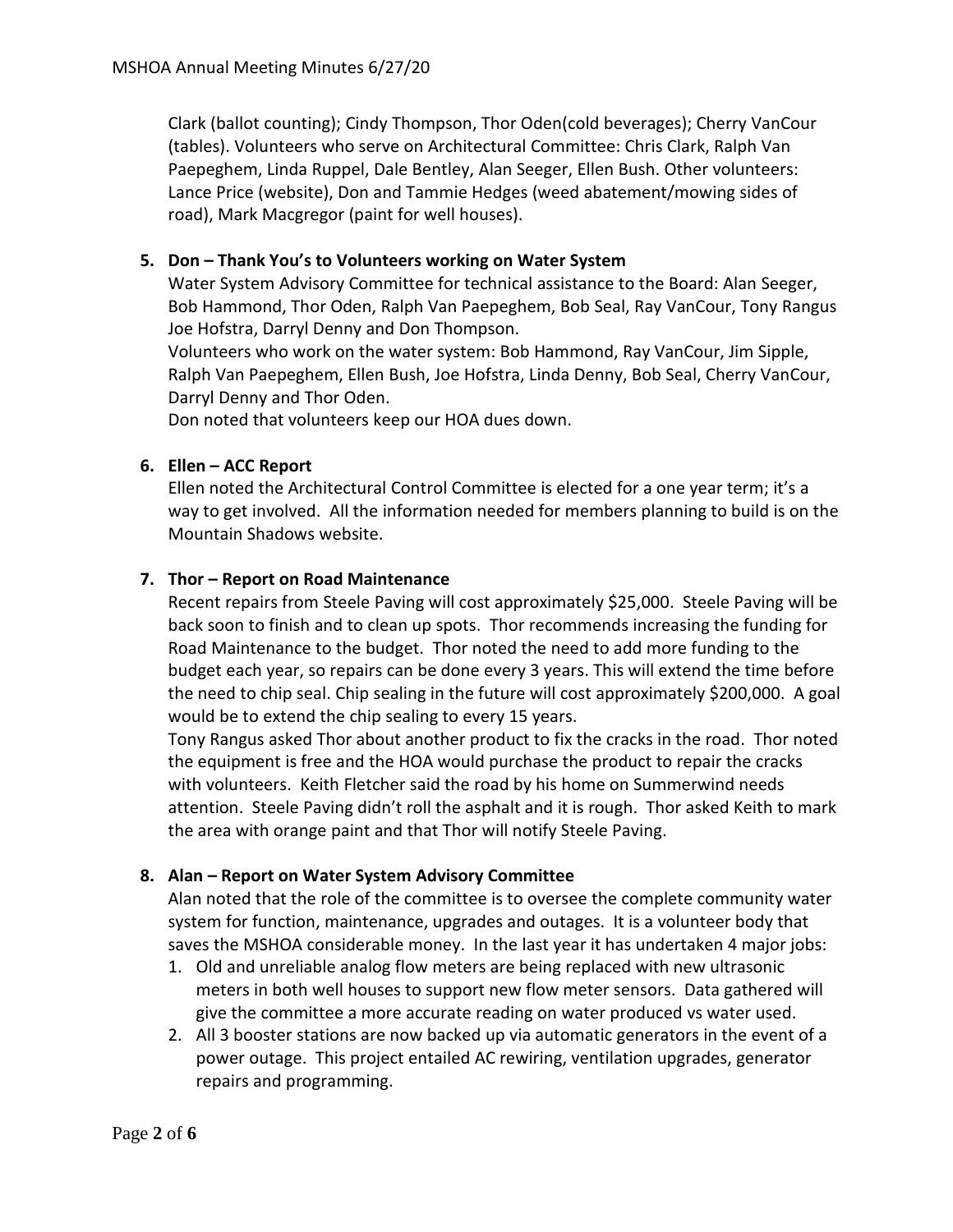Clark (ballot counting); Cindy Thompson, Thor Oden(cold beverages); Cherry VanCour (tables). Volunteers who serve on Architectural Committee: Chris Clark, Ralph Van Paepeghem, Linda Ruppel, Dale Bentley, Alan Seeger, Ellen Bush. Other volunteers: Lance Price (website), Don and Tammie Hedges (weed abatement/mowing sides of road), Mark Macgregor (paint for well houses).

5. **Don – Thank You's to Volunteers working on Water System**

   Water System Advisory Committee for technical assistance to the Board: Alan Seeger, Bob Hammond, Thor Oden, Ralph Van Paepeghem, Bob Seal, Ray VanCour, Tony Rangus Joe Hofstra, Darryl Denny and Don Thompson.

   Volunteers who work on the water system: Bob Hammond, Ray VanCour, Jim Sipple, Ralph Van Paepeghem, Ellen Bush, Joe Hofstra, Linda Denny, Bob Seal, Cherry VanCour, Darryl Denny and Thor Oden.

   Don noted that volunteers keep our HOA dues down.

6. **Ellen – ACC Report**

   Ellen noted the Architectural Control Committee is elected for a one year term; it's a way to get involved. All the information needed for members planning to build is on the Mountain Shadows website.

7. **Thor – Report on Road Maintenance**

   Recent repairs from Steele Paving will cost approximately $25,000. Steele Paving will be back soon to finish and to clean up spots. Thor recommends increasing the funding for Road Maintenance to the budget. Thor noted the need to add more funding to the budget each year, so repairs can be done every 3 years. This will extend the time before the need to chip seal. Chip sealing in the future will cost approximately $200,000. A goal would be to extend the chip sealing to every 15 years.

   Tony Rangus asked Thor about another product to fix the cracks in the road. Thor noted the equipment is free and the HOA would purchase the product to repair the cracks with volunteers. Keith Fletcher said the road by his home on Summerwind needs attention. Steele Paving didn't roll the asphalt and it is rough. Thor asked Keith to mark the area with orange paint and that Thor will notify Steele Paving.

8. **Alan – Report on Water System Advisory Committee**

   Alan noted that the role of the committee is to oversee the complete community water system for function, maintenance, upgrades and outages. It is a volunteer body that saves the MSHOA considerable money. In the last year it has undertaken 4 major jobs:

   1. Old and unreliable analog flow meters are being replaced with new ultrasonic meters in both well houses to support new flow meter sensors. Data gathered will give the committee a more accurate reading on water produced vs water used.
   2. All 3 booster stations are now backed up via automatic generators in the event of a power outage. This project entailed AC rewiring, ventilation upgrades, generator repairs and programming.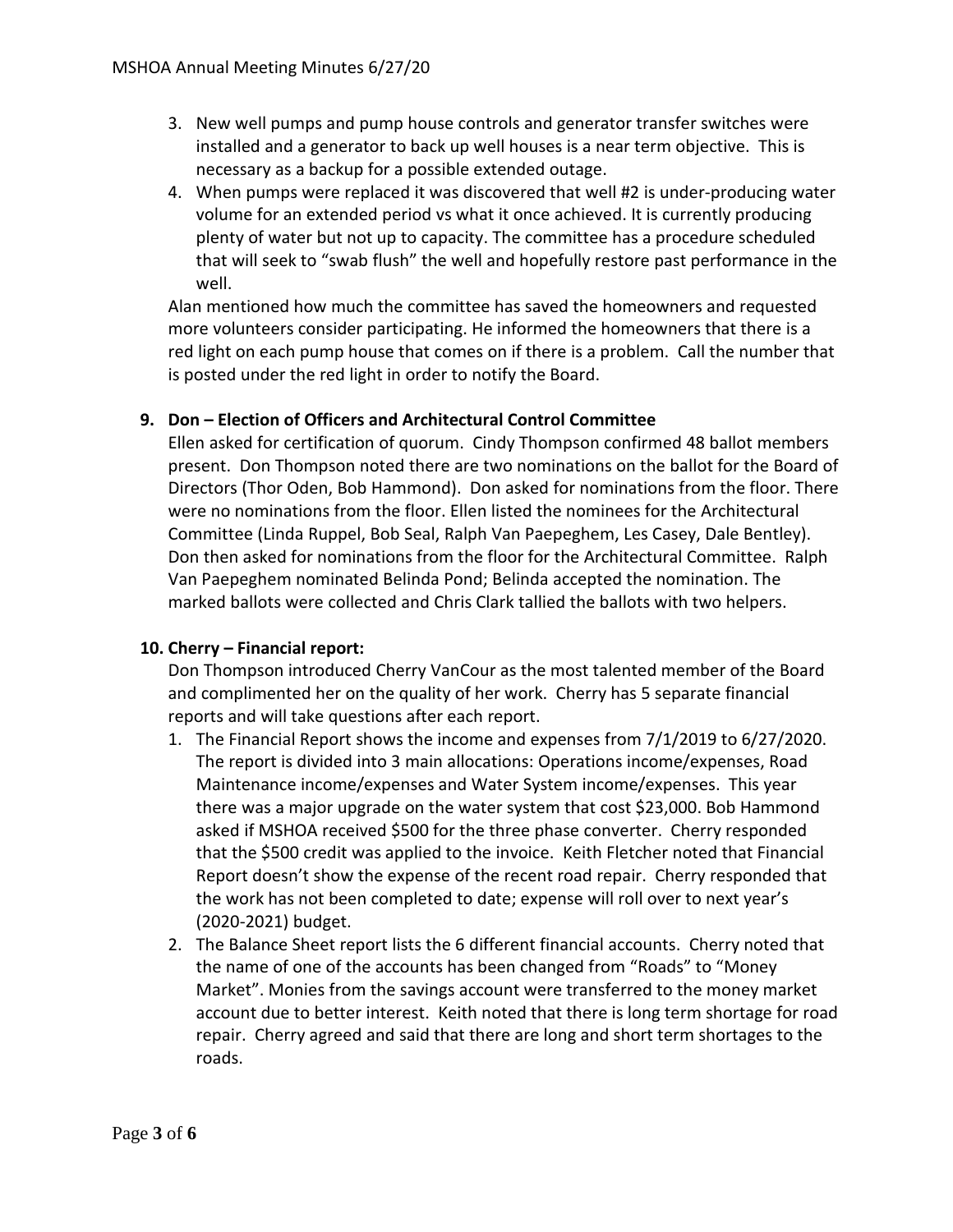3. New well pumps and pump house controls and generator transfer switches were installed and a generator to back up well houses is a near term objective. This is necessary as a backup for a possible extended outage.
4. When pumps were replaced it was discovered that well #2 is under-producing water volume for an extended period vs what it once achieved. It is currently producing plenty of water but not up to capacity. The committee has a procedure scheduled that will seek to "swab flush" the well and hopefully restore past performance in the well.

Alan mentioned how much the committee has saved the homeowners and requested more volunteers consider participating. He informed the homeowners that there is a red light on each pump house that comes on if there is a problem. Call the number that is posted under the red light in order to notify the Board.

**9. Don – Election of Officers and Architectural Control Committee**

Ellen asked for certification of quorum. Cindy Thompson confirmed 48 ballot members present. Don Thompson noted there are two nominations on the ballot for the Board of Directors (Thor Oden, Bob Hammond). Don asked for nominations from the floor. There were no nominations from the floor. Ellen listed the nominees for the Architectural Committee (Linda Ruppel, Bob Seal, Ralph Van Paepeghem, Les Casey, Dale Bentley). Don then asked for nominations from the floor for the Architectural Committee. Ralph Van Paepeghem nominated Belinda Pond; Belinda accepted the nomination. The marked ballots were collected and Chris Clark tallied the ballots with two helpers.

**10. Cherry – Financial report:**

Don Thompson introduced Cherry VanCour as the most talented member of the Board and complimented her on the quality of her work. Cherry has 5 separate financial reports and will take questions after each report.

1. The Financial Report shows the income and expenses from 7/1/2019 to 6/27/2020. The report is divided into 3 main allocations: Operations income/expenses, Road Maintenance income/expenses and Water System income/expenses. This year there was a major upgrade on the water system that cost $23,000. Bob Hammond asked if MSHOA received $500 for the three phase converter. Cherry responded that the $500 credit was applied to the invoice. Keith Fletcher noted that Financial Report doesn't show the expense of the recent road repair. Cherry responded that the work has not been completed to date; expense will roll over to next year's (2020-2021) budget.
2. The Balance Sheet report lists the 6 different financial accounts. Cherry noted that the name of one of the accounts has been changed from "Roads" to "Money Market". Monies from the savings account were transferred to the money market account due to better interest. Keith noted that there is long term shortage for road repair. Cherry agreed and said that there are long and short term shortages to the roads.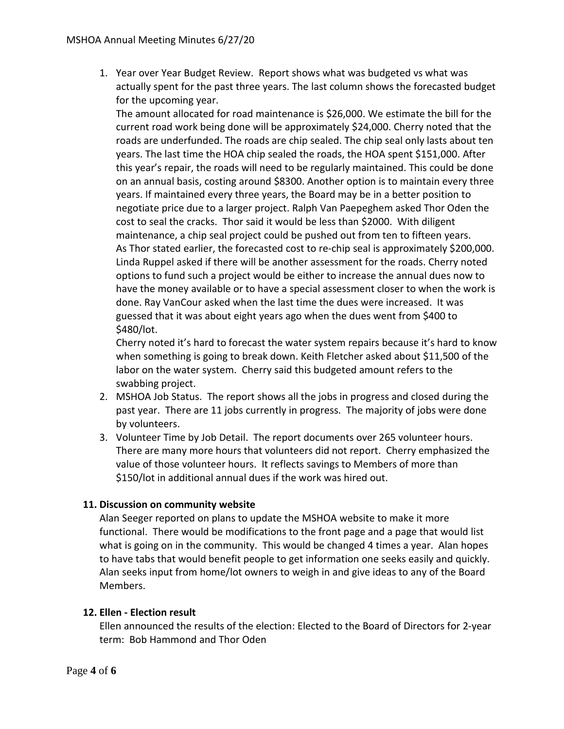1. Year over Year Budget Review. Report shows what was budgeted vs what was actually spent for the past three years. The last column shows the forecasted budget for the upcoming year.
   The amount allocated for road maintenance is $26,000. We estimate the bill for the current road work being done will be approximately $24,000. Cherry noted that the roads are underfunded. The roads are chip sealed. The chip seal only lasts about ten years. The last time the HOA chip sealed the roads, the HOA spent $151,000. After this year's repair, the roads will need to be regularly maintained. This could be done on an annual basis, costing around $8300. Another option is to maintain every three years. If maintained every three years, the Board may be in a better position to negotiate price due to a larger project. Ralph Van Paepeghem asked Thor Oden the cost to seal the cracks. Thor said it would be less than $2000. With diligent maintenance, a chip seal project could be pushed out from ten to fifteen years. As Thor stated earlier, the forecasted cost to re-chip seal is approximately $200,000. Linda Ruppel asked if there will be another assessment for the roads. Cherry noted options to fund such a project would be either to increase the annual dues now to have the money available or to have a special assessment closer to when the work is done. Ray VanCour asked when the last time the dues were increased. It was guessed that it was about eight years ago when the dues went from $400 to $480/lot.
   Cherry noted it's hard to forecast the water system repairs because it's hard to know when something is going to break down. Keith Fletcher asked about $11,500 of the labor on the water system. Cherry said this budgeted amount refers to the swabbing project.
2. MSHOA Job Status. The report shows all the jobs in progress and closed during the past year. There are 11 jobs currently in progress. The majority of jobs were done by volunteers.
3. Volunteer Time by Job Detail. The report documents over 265 volunteer hours. There are many more hours that volunteers did not report. Cherry emphasized the value of those volunteer hours. It reflects savings to Members of more than $150/lot in additional annual dues if the work was hired out.

**11. Discussion on community website**

Alan Seeger reported on plans to update the MSHOA website to make it more functional. There would be modifications to the front page and a page that would list what is going on in the community. This would be changed 4 times a year. Alan hopes to have tabs that would benefit people to get information one seeks easily and quickly. Alan seeks input from home/lot owners to weigh in and give ideas to any of the Board Members.

**12. Ellen - Election result**

Ellen announced the results of the election: Elected to the Board of Directors for 2-year term: Bob Hammond and Thor Oden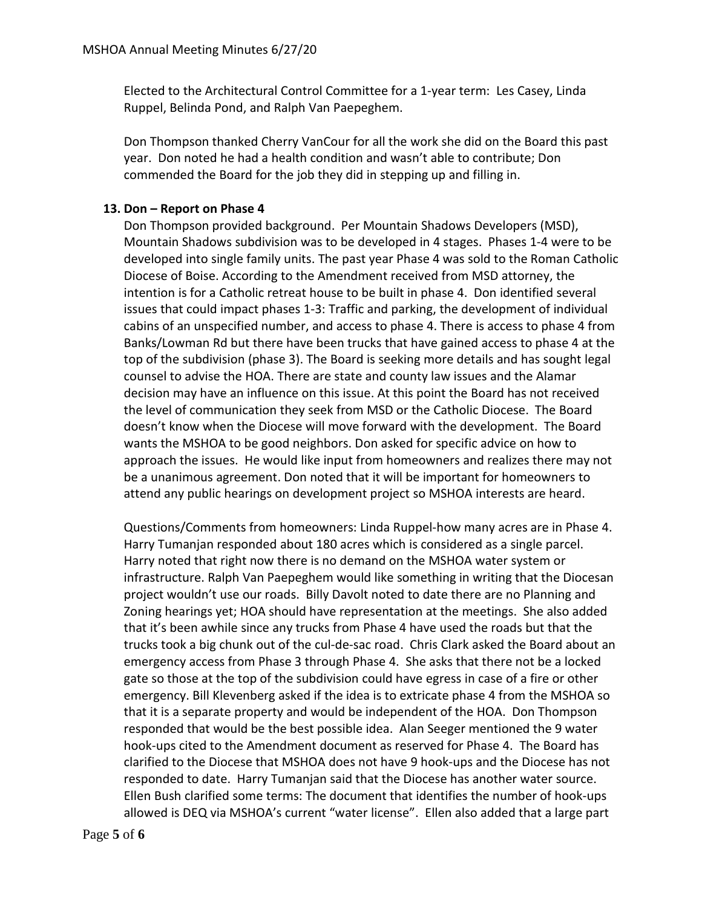Elected to the Architectural Control Committee for a 1-year term: Les Casey, Linda Ruppel, Belinda Pond, and Ralph Van Paepeghem.

Don Thompson thanked Cherry VanCour for all the work she did on the Board this past year. Don noted he had a health condition and wasn't able to contribute; Don commended the Board for the job they did in stepping up and filling in.

**13. Don – Report on Phase 4**

Don Thompson provided background. Per Mountain Shadows Developers (MSD), Mountain Shadows subdivision was to be developed in 4 stages. Phases 1-4 were to be developed into single family units. The past year Phase 4 was sold to the Roman Catholic Diocese of Boise. According to the Amendment received from MSD attorney, the intention is for a Catholic retreat house to be built in phase 4. Don identified several issues that could impact phases 1-3: Traffic and parking, the development of individual cabins of an unspecified number, and access to phase 4. There is access to phase 4 from Banks/Lowman Rd but there have been trucks that have gained access to phase 4 at the top of the subdivision (phase 3). The Board is seeking more details and has sought legal counsel to advise the HOA. There are state and county law issues and the Alamar decision may have an influence on this issue. At this point the Board has not received the level of communication they seek from MSD or the Catholic Diocese. The Board doesn't know when the Diocese will move forward with the development. The Board wants the MSHOA to be good neighbors. Don asked for specific advice on how to approach the issues. He would like input from homeowners and realizes there may not be a unanimous agreement. Don noted that it will be important for homeowners to attend any public hearings on development project so MSHOA interests are heard.

Questions/Comments from homeowners: Linda Ruppel-how many acres are in Phase 4. Harry Tumanjan responded about 180 acres which is considered as a single parcel. Harry noted that right now there is no demand on the MSHOA water system or infrastructure. Ralph Van Paepeghem would like something in writing that the Diocesan project wouldn't use our roads. Billy Davolt noted to date there are no Planning and Zoning hearings yet; HOA should have representation at the meetings. She also added that it's been awhile since any trucks from Phase 4 have used the roads but that the trucks took a big chunk out of the cul-de-sac road. Chris Clark asked the Board about an emergency access from Phase 3 through Phase 4. She asks that there not be a locked gate so those at the top of the subdivision could have egress in case of a fire or other emergency. Bill Klevenberg asked if the idea is to extricate phase 4 from the MSHOA so that it is a separate property and would be independent of the HOA. Don Thompson responded that would be the best possible idea. Alan Seeger mentioned the 9 water hook-ups cited to the Amendment document as reserved for Phase 4. The Board has clarified to the Diocese that MSHOA does not have 9 hook-ups and the Diocese has not responded to date. Harry Tumanjan said that the Diocese has another water source. Ellen Bush clarified some terms: The document that identifies the number of hook-ups allowed is DEQ via MSHOA's current "water license". Ellen also added that a large part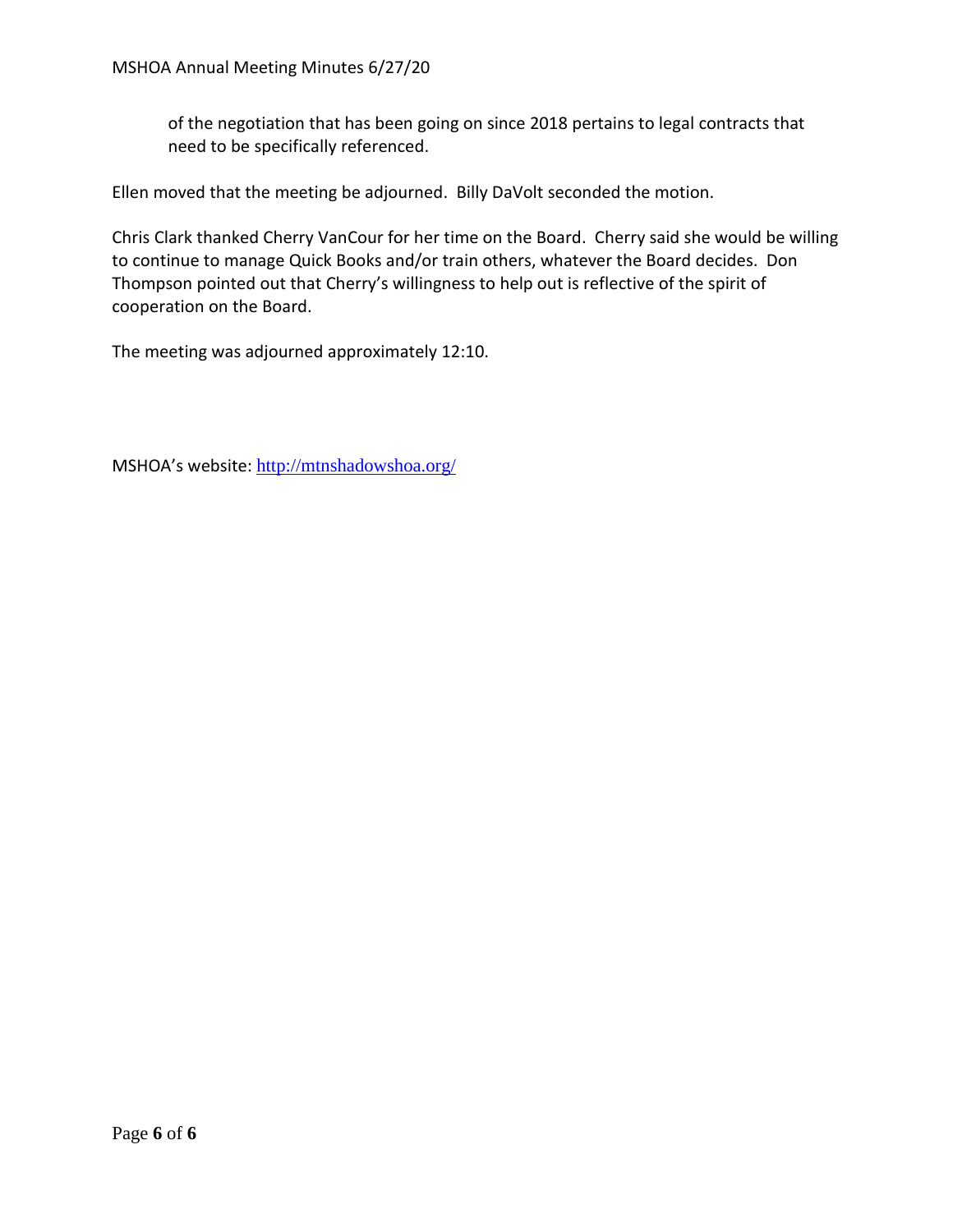of the negotiation that has been going on since 2018 pertains to legal contracts that need to be specifically referenced.

Ellen moved that the meeting be adjourned. Billy DaVolt seconded the motion.

Chris Clark thanked Cherry VanCour for her time on the Board. Cherry said she would be willing to continue to manage Quick Books and/or train others, whatever the Board decides. Don Thompson pointed out that Cherry's willingness to help out is reflective of the spirit of cooperation on the Board.

The meeting was adjourned approximately 12:10.

MSHOA's website: http://mtnshadowshoa.org/